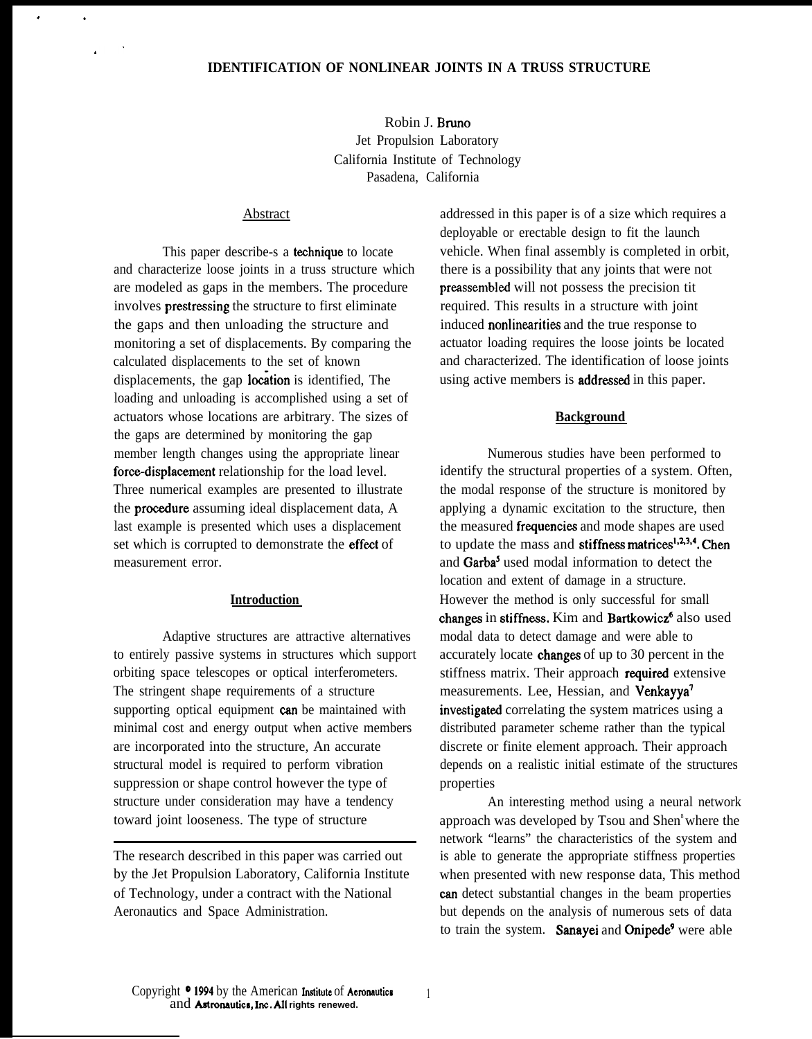# IDENTIFICATION OF NONLINEAR JOINTS IN A TRUSS STRUCTURE

Robin J. Bruno
Jet Propulsion Laboratory
California Institute of Technology
Pasadena, California

## Abstract

This paper describe-s a technique to locate and characterize loose joints in a truss structure which are modeled as gaps in the members. The procedure involves prestressing the structure to first eliminate the gaps and then unloading the structure and monitoring a set of displacements. By comparing the calculated displacements to the set of known displacements, the gap location is identified, The loading and unloading is accomplished using a set of actuators whose locations are arbitrary. The sizes of the gaps are determined by monitoring the gap member length changes using the appropriate linear force-displacement relationship for the load level. Three numerical examples are presented to illustrate the procedure assuming ideal displacement data, A last example is presented which uses a displacement set which is corrupted to demonstrate the effect of measurement error.

## Introduction

Adaptive structures are attractive alternatives to entirely passive systems in structures which support orbiting space telescopes or optical interferometers. The stringent shape requirements of a structure supporting optical equipment can be maintained with minimal cost and energy output when active members are incorporated into the structure, An accurate structural model is required to perform vibration suppression or shape control however the type of structure under consideration may have a tendency toward joint looseness. The type of structure addressed in this paper is of a size which requires a deployable or erectable design to fit the launch vehicle. When final assembly is completed in orbit, there is a possibility that any joints that were not preassembled will not possess the precision tit required. This results in a structure with joint induced nonlinearities and the true response to actuator loading requires the loose joints be located and characterized. The identification of loose joints using active members is addressed in this paper.

The research described in this paper was carried out by the Jet Propulsion Laboratory, California Institute of Technology, under a contract with the National Aeronautics and Space Administration.

## Background

Numerous studies have been performed to identify the structural properties of a system. Often, the modal response of the structure is monitored by applying a dynamic excitation to the structure, then the measured frequencies and mode shapes are used to update the mass and stiffness matrices[1,2,3,4]. Chen and Garba[5] used modal information to detect the location and extent of damage in a structure. However the method is only successful for small changes in stiffness. Kim and Bartkowicz[6] also used modal data to detect damage and were able to accurately locate changes of up to 30 percent in the stiffness matrix. Their approach required extensive measurements. Lee, Hessian, and Venkayya[7] investigated correlating the system matrices using a distributed parameter scheme rather than the typical discrete or finite element approach. Their approach depends on a realistic initial estimate of the structures properties

An interesting method using a neural network approach was developed by Tsou and Shen[8] where the network "learns" the characteristics of the system and is able to generate the appropriate stiffness properties when presented with new response data, This method can detect substantial changes in the beam properties but depends on the analysis of numerous sets of data to train the system. Sanayei and Onipede[9] were able

Copyright © 1994 by the American Institute of Aeronautics and Astronautics, Inc. All rights renewed.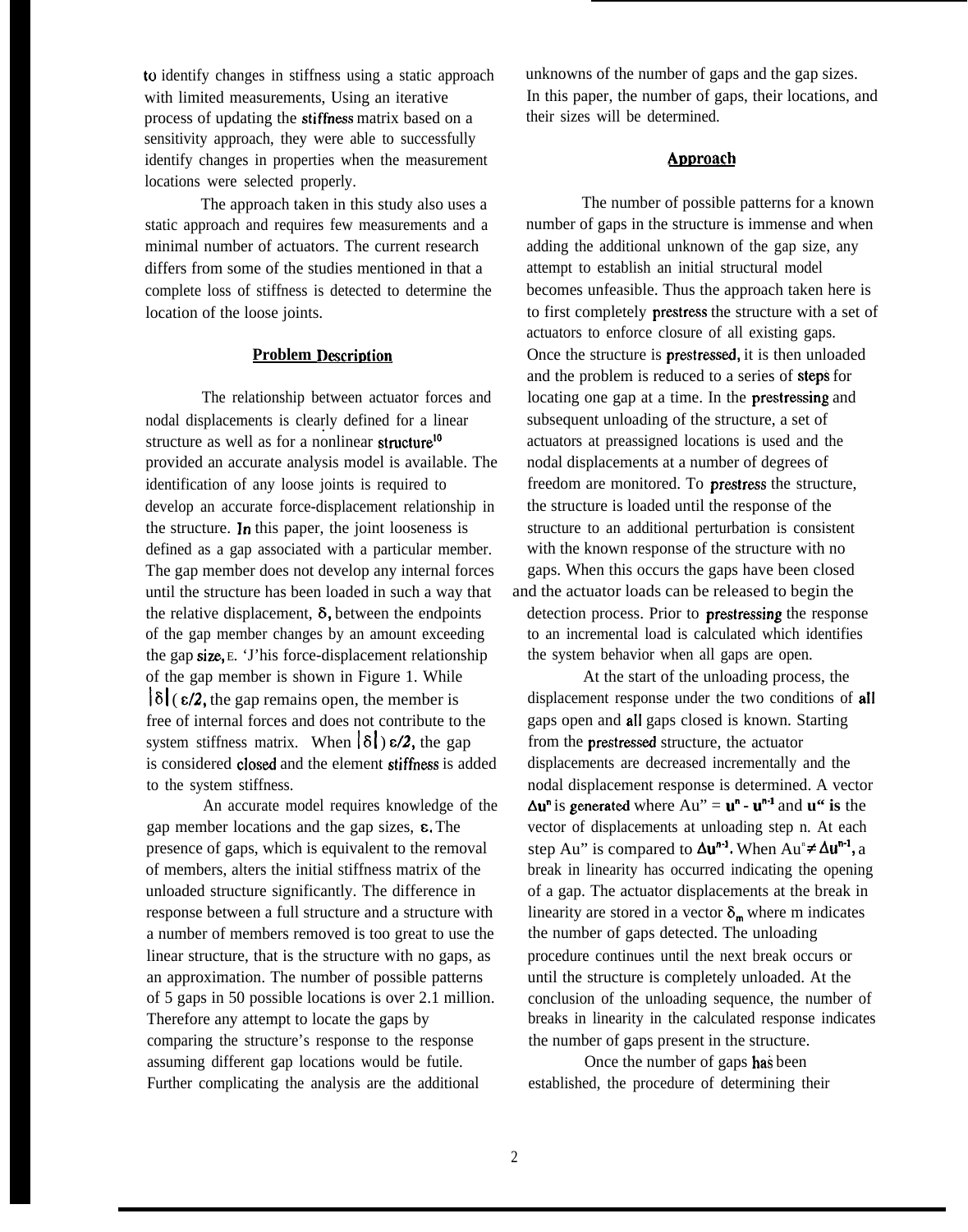to identify changes in stiffness using a static approach with limited measurements, Using an iterative process of updating the stiffness matrix based on a sensitivity approach, they were able to successfully identify changes in properties when the measurement locations were selected properly.

The approach taken in this study also uses a static approach and requires few measurements and a minimal number of actuators. The current research differs from some of the studies mentioned in that a complete loss of stiffness is detected to determine the location of the loose joints.

## Problem Description

The relationship between actuator forces and nodal displacements is clearly defined for a linear structure as well as for a nonlinear structure[10] provided an accurate analysis model is available. The identification of any loose joints is required to develop an accurate force-displacement relationship in the structure. In this paper, the joint looseness is defined as a gap associated with a particular member. The gap member does not develop any internal forces until the structure has been loaded in such a way that the relative displacement, $\delta$, between the endpoints of the gap member changes by an amount exceeding the gap size, $\varepsilon$. This force-displacement relationship of the gap member is shown in Figure 1. While $|\delta| < \varepsilon/2$, the gap remains open, the member is free of internal forces and does not contribute to the system stiffness matrix. When $|\delta| > \varepsilon/2$, the gap is considered closed and the element stiffness is added to the system stiffness.

An accurate model requires knowledge of the gap member locations and the gap sizes, $\varepsilon$. The presence of gaps, which is equivalent to the removal of members, alters the initial stiffness matrix of the unloaded structure significantly. The difference in response between a full structure and a structure with a number of members removed is too great to use the linear structure, that is the structure with no gaps, as an approximation. The number of possible patterns of 5 gaps in 50 possible locations is over 2.1 million. Therefore any attempt to locate the gaps by comparing the structure's response to the response assuming different gap locations would be futile. Further complicating the analysis are the additional unknowns of the number of gaps and the gap sizes. In this paper, the number of gaps, their locations, and their sizes will be determined.

## Approach

The number of possible patterns for a known number of gaps in the structure is immense and when adding the additional unknown of the gap size, any attempt to establish an initial structural model becomes unfeasible. Thus the approach taken here is to first completely prestress the structure with a set of actuators to enforce closure of all existing gaps. Once the structure is prestressed, it is then unloaded and the problem is reduced to a series of steps for locating one gap at a time. In the prestressing and subsequent unloading of the structure, a set of actuators at preassigned locations is used and the nodal displacements at a number of degrees of freedom are monitored. To prestress the structure, the structure is loaded until the response of the structure to an additional perturbation is consistent with the known response of the structure with no gaps. When this occurs the gaps have been closed and the actuator loads can be released to begin the detection process. Prior to prestressing the response to an incremental load is calculated which identifies the system behavior when all gaps are open.

At the start of the unloading process, the displacement response under the two conditions of all gaps open and all gaps closed is known. Starting from the prestressed structure, the actuator displacements are decreased incrementally and the nodal displacement response is determined. A vector $\Delta\mathbf{u}^n$ is generated where $\Delta\mathbf{u}^n = \mathbf{u}^n - \mathbf{u}^{n-1}$ and $\mathbf{u}^n$ is the vector of displacements at unloading step n. At each step $\Delta\mathbf{u}^n$ is compared to $\Delta\mathbf{u}^{n-1}$. When $\Delta\mathbf{u}^n \neq \Delta\mathbf{u}^{n-1}$, a break in linearity has occurred indicating the opening of a gap. The actuator displacements at the break in linearity are stored in a vector $\delta_m$ where m indicates the number of gaps detected. The unloading procedure continues until the next break occurs or until the structure is completely unloaded. At the conclusion of the unloading sequence, the number of breaks in linearity in the calculated response indicates the number of gaps present in the structure.

Once the number of gaps has been established, the procedure of determining their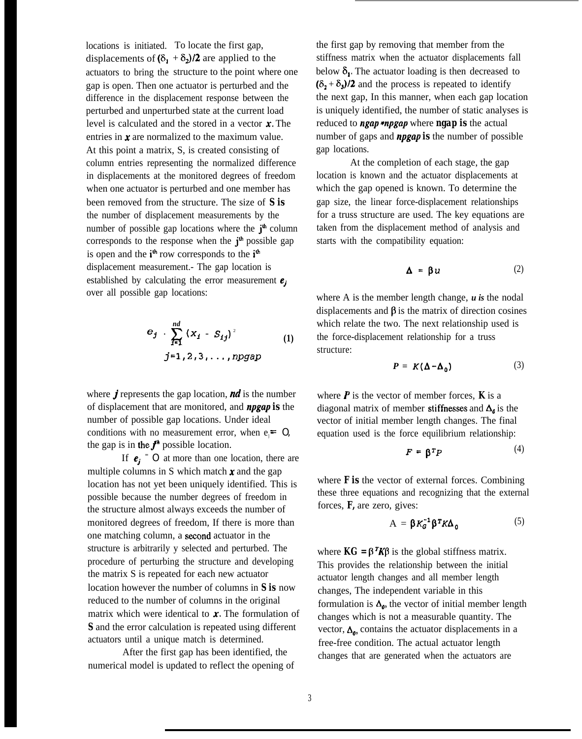locations is initiated. To locate the first gap, displacements of $(\delta_1 + \delta_2)/2$ are applied to the actuators to bring the structure to the point where one gap is open. Then one actuator is perturbed and the difference in the displacement response between the perturbed and unperturbed state at the current load level is calculated and the stored in a vector $x$. The entries in $x$ are normalized to the maximum value. At this point a matrix, S, is created consisting of column entries representing the normalized difference in displacements at the monitored degrees of freedom when one actuator is perturbed and one member has been removed from the structure. The size of **S is** the number of displacement measurements by the number of possible gap locations where the $j^{th}$ column corresponds to the response when the $j^{th}$ possible gap is open and the $i^{th}$ row corresponds to the $i^{th}$ displacement measurement.- The gap location is established by calculating the error measurement $e_j$ over all possible gap locations:

$$e_j = \sum_{i=1}^{nd} (x_i - S_{ij})^2 \qquad j=1,2,3,\ldots,npgap \tag{1}$$

where $j$ represents the gap location, $nd$ is the number of displacement that are monitored, and $npgap$ **is** the number of possible gap locations. Under ideal conditions with no measurement error, when $e_j = 0$, the gap is in the $j^{th}$ possible location.

If $e_j = 0$ at more than one location, there are multiple columns in S which match $x$ and the gap location has not yet been uniquely identified. This is possible because the number degrees of freedom in the structure almost always exceeds the number of monitored degrees of freedom, If there is more than one matching column, a second actuator in the structure is arbitrarily y selected and perturbed. The procedure of perturbing the structure and developing the matrix S is repeated for each new actuator location however the number of columns in **S is** now reduced to the number of columns in the original matrix which were identical to $x$. The formulation of **S** and the error calculation is repeated using different actuators until a unique match is determined.

After the first gap has been identified, the numerical model is updated to reflect the opening of the first gap by removing that member from the stiffness matrix when the actuator displacements fall below $\delta_1$. The actuator loading is then decreased to $(\delta_2 + \delta_3)/2$ and the process is repeated to identify the next gap, In this manner, when each gap location is uniquely identified, the number of static analyses is reduced to $ngap * npgap$ where **ngap is** the actual number of gaps and $npgap$ **is** the number of possible gap locations.

At the completion of each stage, the gap location is known and the actuator displacements at which the gap opened is known. To determine the gap size, the linear force-displacement relationships for a truss structure are used. The key equations are taken from the displacement method of analysis and starts with the compatibility equation:

$$\Delta = \beta u \tag{2}$$

where A is the member length change, $u$ *is* the nodal displacements and $\beta$ is the matrix of direction cosines which relate the two. The next relationship used is the force-displacement relationship for a truss structure:

$$P = K(\Delta - \Delta_0) \tag{3}$$

where $P$ is the vector of member forces, **K** is a diagonal matrix of member stiffnesses and $\Delta_0$ is the vector of initial member length changes. The final equation used is the force equilibrium relationship:

$$F = \beta^T P \tag{4}$$

where **F is** the vector of external forces. Combining these three equations and recognizing that the external forces, **F,** are zero, gives:

$$A = \beta K_G^{-1} \beta^T K \Delta_0 \tag{5}$$

where $K_G = \beta^T K \beta$ is the global stiffness matrix. This provides the relationship between the initial actuator length changes and all member length changes, The independent variable in this formulation is $\Delta_0$, the vector of initial member length changes which is not a measurable quantity. The vector, $\Delta_0$, contains the actuator displacements in a free-free condition. The actual actuator length changes that are generated when the actuators are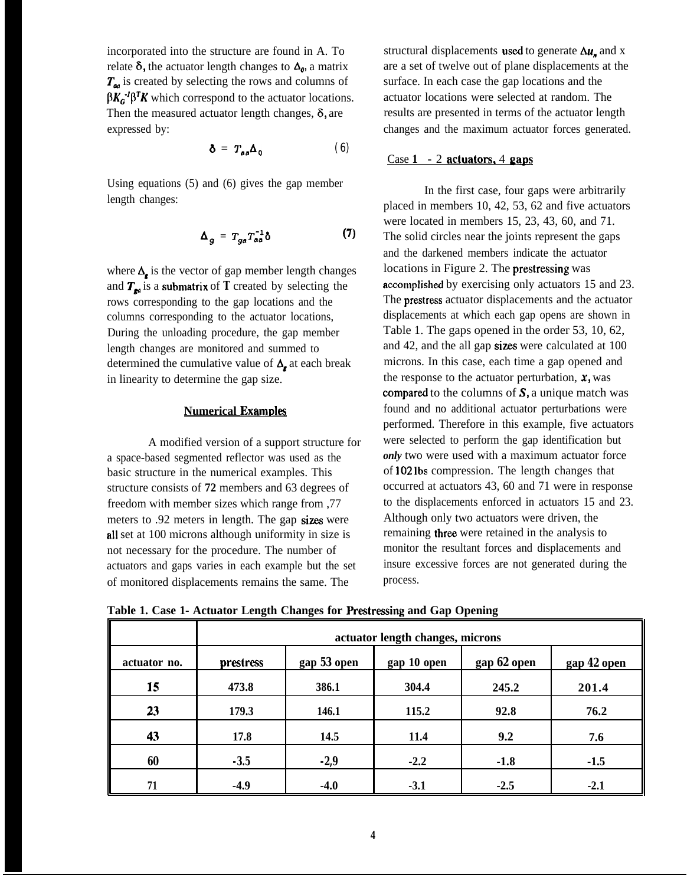incorporated into the structure are found in A. To relate $\delta$, the actuator length changes to $\Delta_0$, a matrix $T_{aa}$ is created by selecting the rows and columns of $\beta K_G^{-1} \beta^T K$ which correspond to the actuator locations. Then the measured actuator length changes, $\delta$, are expressed by:

$$\delta = T_{aa} \Delta_0 \tag{6}$$

Using equations (5) and (6) gives the gap member length changes:

$$\Delta_g = T_{ga} T_{aa}^{-1} \delta \tag{7}$$

where $\Delta_g$ is the vector of gap member length changes and $T_{ga}$ is a submatrix of $\mathbf{T}$ created by selecting the rows corresponding to the gap locations and the columns corresponding to the actuator locations, During the unloading procedure, the gap member length changes are monitored and summed to determined the cumulative value of $\Delta_g$ at each break in linearity to determine the gap size.

## Numerical Examples

A modified version of a support structure for a space-based segmented reflector was used as the basic structure in the numerical examples. This structure consists of **72** members and 63 degrees of freedom with member sizes which range from ,77 meters to .92 meters in length. The gap sizes were all set at 100 microns although uniformity in size is not necessary for the procedure. The number of actuators and gaps varies in each example but the set of monitored displacements remains the same. The structural displacements used to generate $\Delta u_n$ and x are a set of twelve out of plane displacements at the surface. In each case the gap locations and the actuator locations were selected at random. The results are presented in terms of the actuator length changes and the maximum actuator forces generated.

Case **1** - 2 **actuators,** 4 **gaps**

In the first case, four gaps were arbitrarily placed in members 10, 42, 53, 62 and five actuators were located in members 15, 23, 43, 60, and 71. The solid circles near the joints represent the gaps and the darkened members indicate the actuator locations in Figure 2. The prestressing was accomplished by exercising only actuators 15 and 23. The prestress actuator displacements and the actuator displacements at which each gap opens are shown in Table 1. The gaps opened in the order 53, 10, 62, and 42, and the all gap sizes were calculated at 100 microns. In this case, each time a gap opened and the response to the actuator perturbation, $\boldsymbol{x}$, was compared to the columns of $\boldsymbol{S}$, a unique match was found and no additional actuator perturbations were performed. Therefore in this example, five actuators were selected to perform the gap identification but *only* two were used with a maximum actuator force of 102 lbs compression. The length changes that occurred at actuators 43, 60 and 71 were in response to the displacements enforced in actuators 15 and 23. Although only two actuators were driven, the remaining three were retained in the analysis to monitor the resultant forces and displacements and insure excessive forces are not generated during the process.

**Table 1. Case 1- Actuator Length Changes for Prestressing and Gap Opening**

| | actuator length changes, microns | | | | |
|---|---|---|---|---|---|
| **actuator no.** | **prestress** | **gap 53 open** | **gap 10 open** | **gap 62 open** | **gap 42 open** |
| **15** | **473.8** | **386.1** | **304.4** | **245.2** | **201.4** |
| **23** | **179.3** | **146.1** | **115.2** | **92.8** | **76.2** |
| **43** | **17.8** | **14.5** | **11.4** | **9.2** | **7.6** |
| **60** | **-3.5** | **-2,9** | **-2.2** | **-1.8** | **-1.5** |
| **71** | **-4.9** | **-4.0** | **-3.1** | **-2.5** | **-2.1** |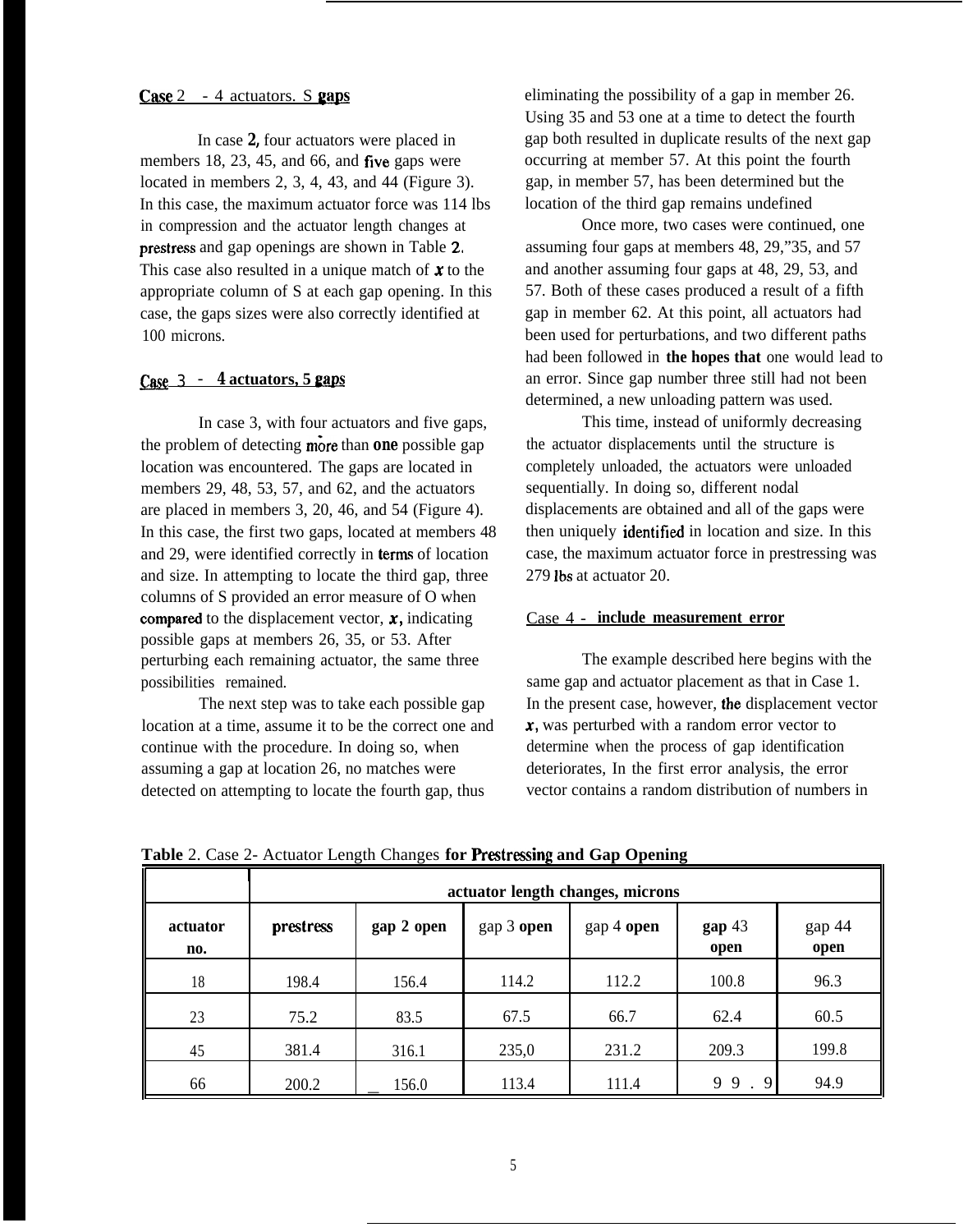**Case 2 - 4 actuators. S gaps**

In case 2, four actuators were placed in members 18, 23, 45, and 66, and five gaps were located in members 2, 3, 4, 43, and 44 (Figure 3). In this case, the maximum actuator force was 114 lbs in compression and the actuator length changes at prestress and gap openings are shown in Table 2. This case also resulted in a unique match of $x$ to the appropriate column of S at each gap opening. In this case, the gaps sizes were also correctly identified at 100 microns.

**Case 3 - 4 actuators, 5 gaps**

In case 3, with four actuators and five gaps, the problem of detecting more than one possible gap location was encountered. The gaps are located in members 29, 48, 53, 57, and 62, and the actuators are placed in members 3, 20, 46, and 54 (Figure 4). In this case, the first two gaps, located at members 48 and 29, were identified correctly in terms of location and size. In attempting to locate the third gap, three columns of S provided an error measure of O when compared to the displacement vector, $x$, indicating possible gaps at members 26, 35, or 53. After perturbing each remaining actuator, the same three possibilities remained.

The next step was to take each possible gap location at a time, assume it to be the correct one and continue with the procedure. In doing so, when assuming a gap at location 26, no matches were detected on attempting to locate the fourth gap, thus eliminating the possibility of a gap in member 26. Using 35 and 53 one at a time to detect the fourth gap both resulted in duplicate results of the next gap occurring at member 57. At this point the fourth gap, in member 57, has been determined but the location of the third gap remains undefined

Once more, two cases were continued, one assuming four gaps at members 48, 29,"35, and 57 and another assuming four gaps at 48, 29, 53, and 57. Both of these cases produced a result of a fifth gap in member 62. At this point, all actuators had been used for perturbations, and two different paths had been followed in **the hopes that** one would lead to an error. Since gap number three still had not been determined, a new unloading pattern was used.

This time, instead of uniformly decreasing the actuator displacements until the structure is completely unloaded, the actuators were unloaded sequentially. In doing so, different nodal displacements are obtained and all of the gaps were then uniquely identified in location and size. In this case, the maximum actuator force in prestressing was 279 lbs at actuator 20.

**Case 4 - include measurement error**

The example described here begins with the same gap and actuator placement as that in Case 1. In the present case, however, the displacement vector $x$, was perturbed with a random error vector to determine when the process of gap identification deteriorates, In the first error analysis, the error vector contains a random distribution of numbers in

**Table** 2. Case 2- Actuator Length Changes **for Prestressing and Gap Opening**

| | actuator length changes, microns | | | | | |
|---|---|---|---|---|---|---|
| **actuator no.** | **prestress** | **gap 2 open** | gap 3 **open** | gap 4 **open** | **gap** 43 **open** | gap 44 **open** |
| 18 | 198.4 | 156.4 | 114.2 | 112.2 | 100.8 | 96.3 |
| 23 | 75.2 | 83.5 | 67.5 | 66.7 | 62.4 | 60.5 |
| 45 | 381.4 | 316.1 | 235,0 | 231.2 | 209.3 | 199.8 |
| 66 | 200.2 | 156.0 | 113.4 | 111.4 | 99.9 | 94.9 |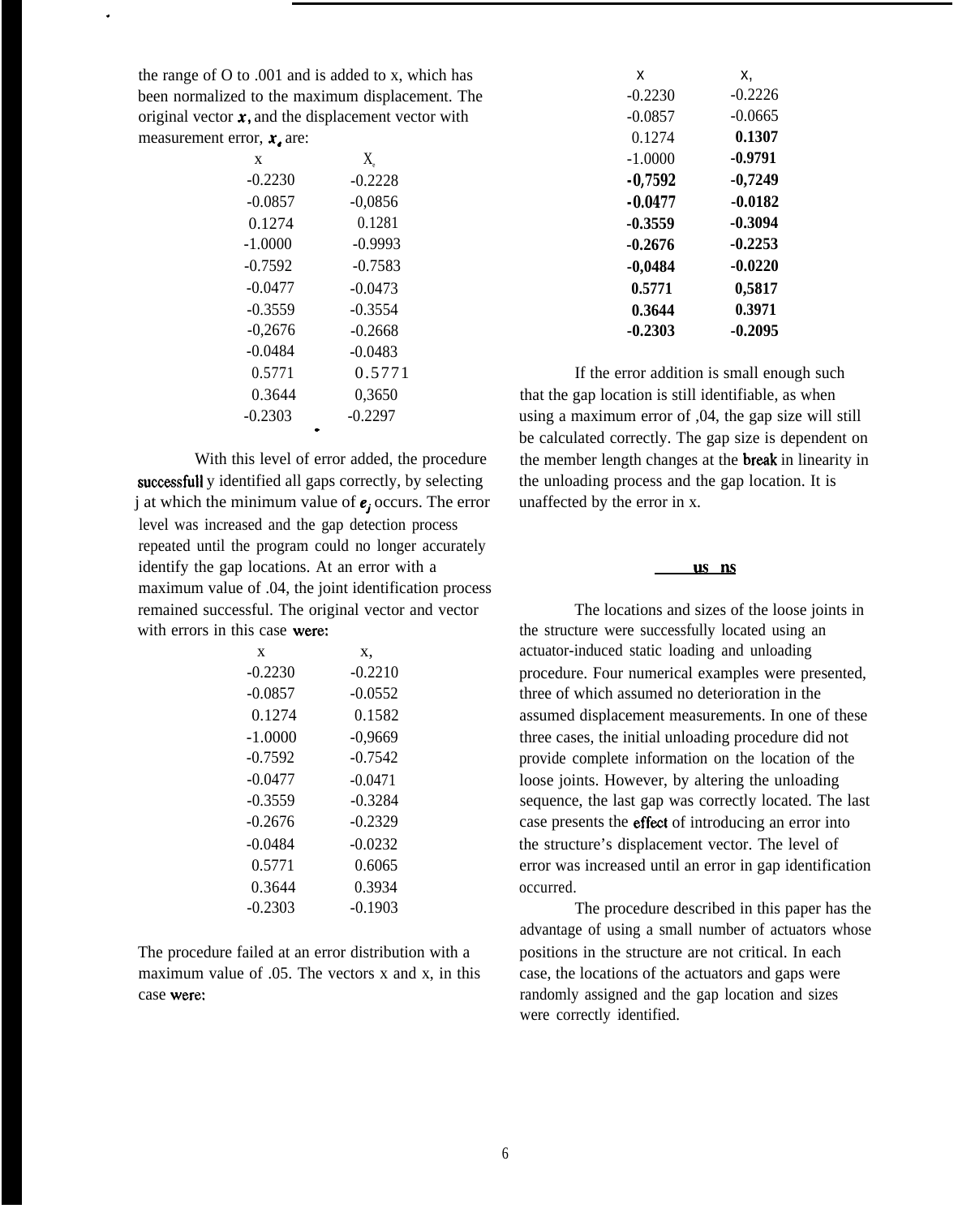the range of O to .001 and is added to x, which has been normalized to the maximum displacement. The original vector $\boldsymbol{x}$, and the displacement vector with measurement error, $\boldsymbol{x}_e$ are:

| x | $X_e$ |
|---|---|
| -0.2230 | -0.2228 |
| -0.0857 | -0,0856 |
| 0.1274 | 0.1281 |
| -1.0000 | -0.9993 |
| -0.7592 | -0.7583 |
| -0.0477 | -0.0473 |
| -0.3559 | -0.3554 |
| -0,2676 | -0.2668 |
| -0.0484 | -0.0483 |
| 0.5771 | 0.5771 |
| 0.3644 | 0,3650 |
| -0.2303 | -0.2297 |

With this level of error added, the procedure successfull y identified all gaps correctly, by selecting j at which the minimum value of $\boldsymbol{e}_j$ occurs. The error level was increased and the gap detection process repeated until the program could no longer accurately identify the gap locations. At an error with a maximum value of .04, the joint identification process remained successful. The original vector and vector with errors in this case were:

| x | $x_e$ |
|---|---|
| -0.2230 | -0.2210 |
| -0.0857 | -0.0552 |
| 0.1274 | 0.1582 |
| -1.0000 | -0,9669 |
| -0.7592 | -0.7542 |
| -0.0477 | -0.0471 |
| -0.3559 | -0.3284 |
| -0.2676 | -0.2329 |
| -0.0484 | -0.0232 |
| 0.5771 | 0.6065 |
| 0.3644 | 0.3934 |
| -0.2303 | -0.1903 |

The procedure failed at an error distribution with a maximum value of .05. The vectors x and $x_e$ in this case were:

| x | $x_e$ |
|---|---|
| -0.2230 | -0.2226 |
| -0.0857 | -0.0665 |
| 0.1274 | **0.1307** |
| -1.0000 | **-0.9791** |
| **-0,7592** | **-0,7249** |
| **-0.0477** | **-0.0182** |
| **-0.3559** | **-0.3094** |
| **-0.2676** | **-0.2253** |
| **-0,0484** | **-0.0220** |
| **0.5771** | **0,5817** |
| **0.3644** | **0.3971** |
| **-0.2303** | **-0.2095** |

If the error addition is small enough such that the gap location is still identifiable, as when using a maximum error of ,04, the gap size will still be calculated correctly. The gap size is dependent on the member length changes at the break in linearity in the unloading process and the gap location. It is unaffected by the error in x.

## Conclusions

The locations and sizes of the loose joints in the structure were successfully located using an actuator-induced static loading and unloading procedure. Four numerical examples were presented, three of which assumed no deterioration in the assumed displacement measurements. In one of these three cases, the initial unloading procedure did not provide complete information on the location of the loose joints. However, by altering the unloading sequence, the last gap was correctly located. The last case presents the effect of introducing an error into the structure's displacement vector. The level of error was increased until an error in gap identification occurred.

The procedure described in this paper has the advantage of using a small number of actuators whose positions in the structure are not critical. In each case, the locations of the actuators and gaps were randomly assigned and the gap location and sizes were correctly identified.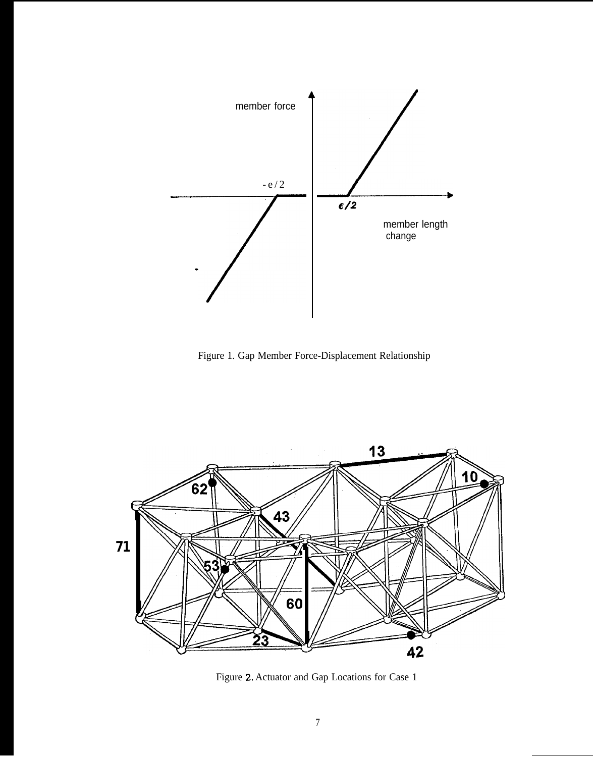Figure 1. Gap Member Force-Displacement Relationship

Figure 2. Actuator and Gap Locations for Case 1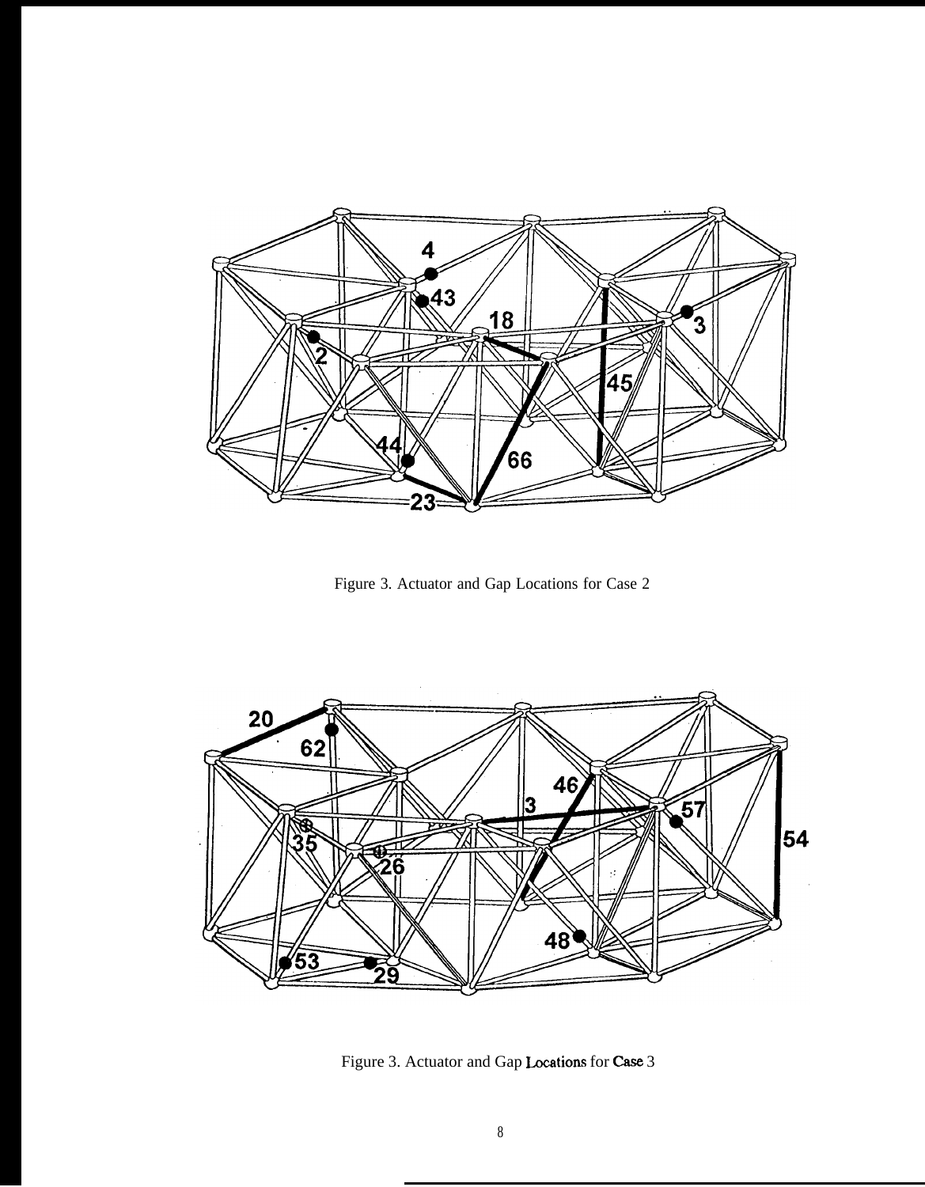Figure 3. Actuator and Gap Locations for Case 2

Figure 3. Actuator and Gap Locations for Case 3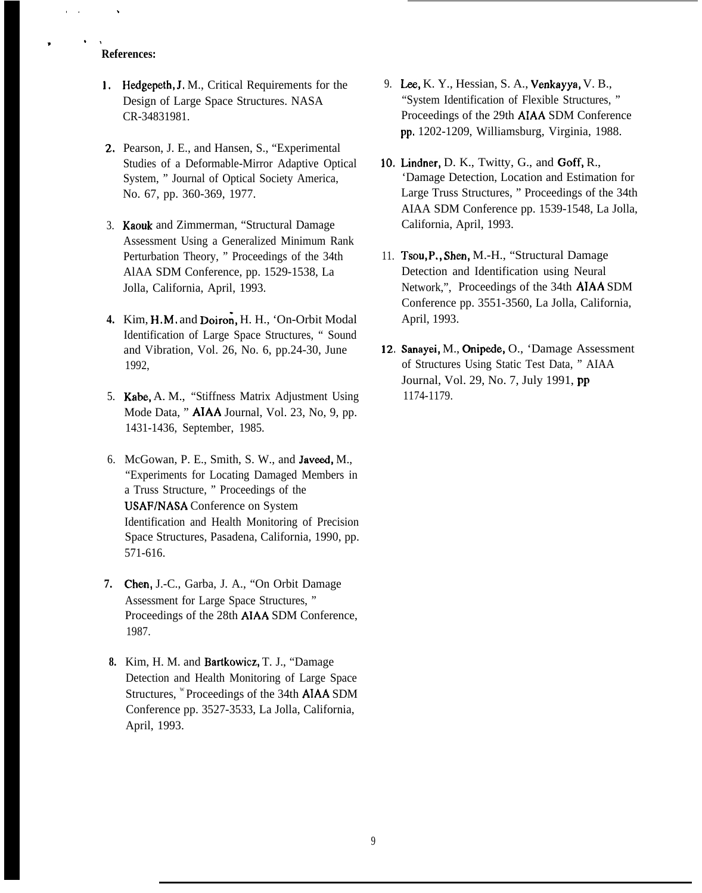**References:**

1. Hedgepeth, J. M., Critical Requirements for the Design of Large Space Structures. NASA CR-34831981.

2. Pearson, J. E., and Hansen, S., "Experimental Studies of a Deformable-Mirror Adaptive Optical System, " Journal of Optical Society America, No. 67, pp. 360-369, 1977.

3. Kaouk and Zimmerman, "Structural Damage Assessment Using a Generalized Minimum Rank Perturbation Theory, " Proceedings of the 34th AlAA SDM Conference, pp. 1529-1538, La Jolla, California, April, 1993.

4. Kim, H.M. and Doiron, H. H., 'On-Orbit Modal Identification of Large Space Structures, " Sound and Vibration, Vol. 26, No. 6, pp.24-30, June 1992,

5. Kabe, A. M., "Stiffness Matrix Adjustment Using Mode Data, " AIAA Journal, Vol. 23, No, 9, pp. 1431-1436, September, 1985.

6. McGowan, P. E., Smith, S. W., and Javeed, M., "Experiments for Locating Damaged Members in a Truss Structure, " Proceedings of the USAF/NASA Conference on System Identification and Health Monitoring of Precision Space Structures, Pasadena, California, 1990, pp. 571-616.

7. Chen, J.-C., Garba, J. A., "On Orbit Damage Assessment for Large Space Structures, " Proceedings of the 28th AIAA SDM Conference, 1987.

8. Kim, H. M. and Bartkowicz, T. J., "Damage Detection and Health Monitoring of Large Space Structures, " Proceedings of the 34th AIAA SDM Conference pp. 3527-3533, La Jolla, California, April, 1993.

9. Lee, K. Y., Hessian, S. A., Venkayya, V. B., "System Identification of Flexible Structures, " Proceedings of the 29th AIAA SDM Conference pp. 1202-1209, Williamsburg, Virginia, 1988.

10. Lindner, D. K., Twitty, G., and Goff, R., 'Damage Detection, Location and Estimation for Large Truss Structures, " Proceedings of the 34th AIAA SDM Conference pp. 1539-1548, La Jolla, California, April, 1993.

11. Tsou, P., Shen, M.-H., "Structural Damage Detection and Identification using Neural Network,", Proceedings of the 34th AIAA SDM Conference pp. 3551-3560, La Jolla, California, April, 1993.

12. Sanayei, M., Onipede, O., 'Damage Assessment of Structures Using Static Test Data, " AIAA Journal, Vol. 29, No. 7, July 1991, pp 1174-1179.